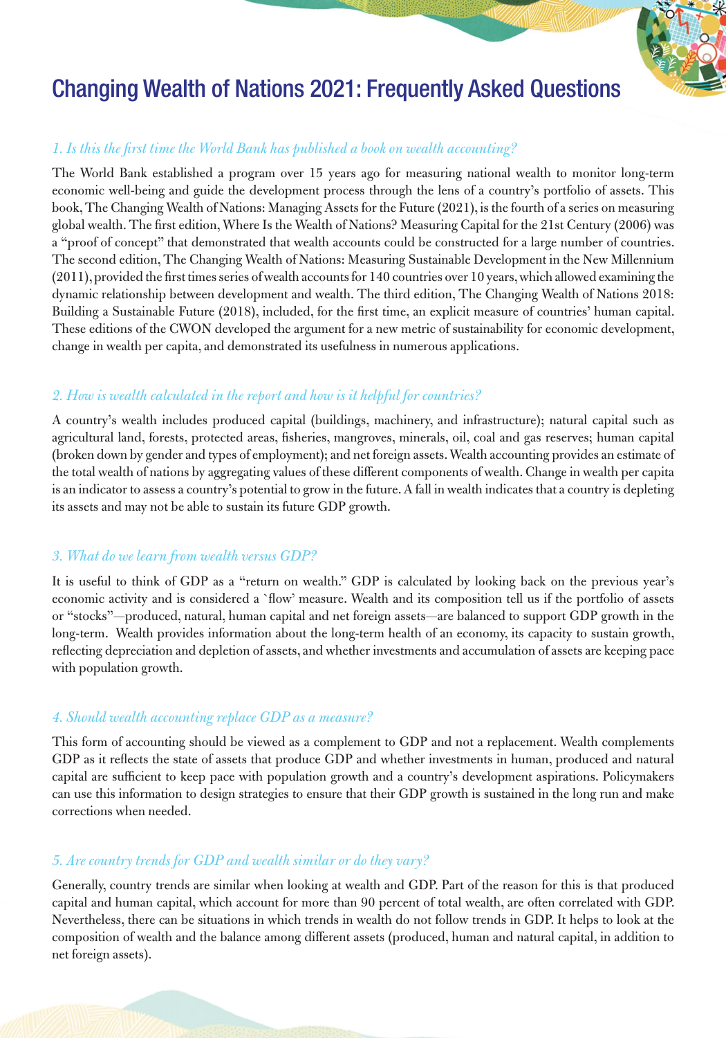# Changing Wealth of Nations 2021: Frequently Asked Questions

*1. Is this the first time the World Bank has published a book on wealth accounting?*

The World Bank established a program over 15 years ago for measuring national wealth to monitor long-term economic well-being and guide the development process through the lens of a country's portfolio of assets. This book, The Changing Wealth of Nations: Managing Assets for the Future (2021), is the fourth of a series on measuring global wealth. The first edition, Where Is the Wealth of Nations? Measuring Capital for the 21st Century (2006) was a "proof of concept" that demonstrated that wealth accounts could be constructed for a large number of countries. The second edition, The Changing Wealth of Nations: Measuring Sustainable Development in the New Millennium (2011), provided the first times series of wealth accounts for 140 countries over 10 years, which allowed examining the dynamic relationship between development and wealth. The third edition, The Changing Wealth of Nations 2018: Building a Sustainable Future (2018), included, for the first time, an explicit measure of countries' human capital. These editions of the CWON developed the argument for a new metric of sustainability for economic development, change in wealth per capita, and demonstrated its usefulness in numerous applications.

*2. How is wealth calculated in the report and how is it helpful for countries?*

A country's wealth includes produced capital (buildings, machinery, and infrastructure); natural capital such as agricultural land, forests, protected areas, fisheries, mangroves, minerals, oil, coal and gas reserves; human capital (broken down by gender and types of employment); and net foreign assets. Wealth accounting provides an estimate of the total wealth of nations by aggregating values of these different components of wealth. Change in wealth per capita is an indicator to assess a country's potential to grow in the future. A fall in wealth indicates that a country is depleting its assets and may not be able to sustain its future GDP growth.

*3. What do we learn from wealth versus GDP?*

It is useful to think of GDP as a "return on wealth." GDP is calculated by looking back on the previous year's economic activity and is considered a 'flow' measure. Wealth and its composition tell us if the portfolio of assets or "stocks"—produced, natural, human capital and net foreign assets—are balanced to support GDP growth in the long-term. Wealth provides information about the long-term health of an economy, its capacity to sustain growth, reflecting depreciation and depletion of assets, and whether investments and accumulation of assets are keeping pace with population growth.

*4. Should wealth accounting replace GDP as a measure?*

This form of accounting should be viewed as a complement to GDP and not a replacement. Wealth complements GDP as it reflects the state of assets that produce GDP and whether investments in human, produced and natural capital are sufficient to keep pace with population growth and a country's development aspirations. Policymakers can use this information to design strategies to ensure that their GDP growth is sustained in the long run and make corrections when needed.

*5. Are country trends for GDP and wealth similar or do they vary?*

Generally, country trends are similar when looking at wealth and GDP. Part of the reason for this is that produced capital and human capital, which account for more than 90 percent of total wealth, are often correlated with GDP. Nevertheless, there can be situations in which trends in wealth do not follow trends in GDP. It helps to look at the composition of wealth and the balance among different assets (produced, human and natural capital, in addition to net foreign assets).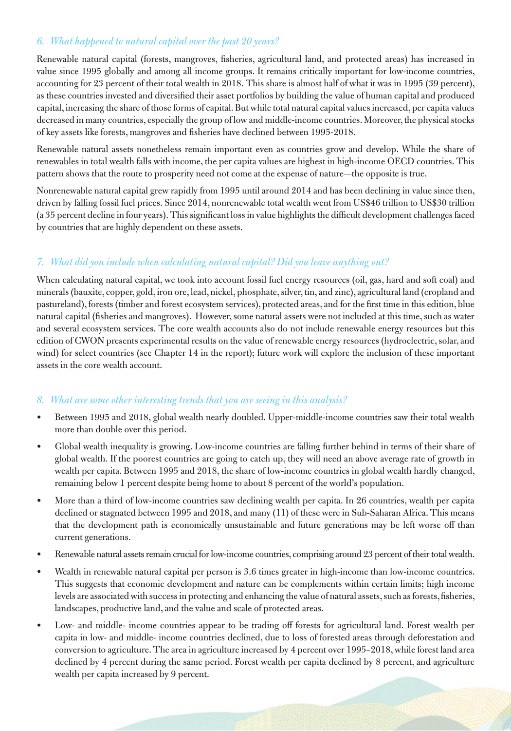### *6. What happened to natural capital over the past 20 years?*

Renewable natural capital (forests, mangroves, fisheries, agricultural land, and protected areas) has increased in value since 1995 globally and among all income groups. It remains critically important for low-income countries, accounting for 23 percent of their total wealth in 2018. This share is almost half of what it was in 1995 (39 percent), as these countries invested and diversified their asset portfolios by building the value of human capital and produced capital, increasing the share of those forms of capital. But while total natural capital values increased, per capita values decreased in many countries, especially the group of low and middle-income countries. Moreover, the physical stocks of key assets like forests, mangroves and fisheries have declined between 1995-2018.

Renewable natural assets nonetheless remain important even as countries grow and develop. While the share of renewables in total wealth falls with income, the per capita values are highest in high-income OECD countries. This pattern shows that the route to prosperity need not come at the expense of nature—the opposite is true.

Nonrenewable natural capital grew rapidly from 1995 until around 2014 and has been declining in value since then, driven by falling fossil fuel prices. Since 2014, nonrenewable total wealth went from US$46 trillion to US$30 trillion (a 35 percent decline in four years). This significant loss in value highlights the difficult development challenges faced by countries that are highly dependent on these assets.

### *7. What did you include when calculating natural capital? Did you leave anything out?*

When calculating natural capital, we took into account fossil fuel energy resources (oil, gas, hard and soft coal) and minerals (bauxite, copper, gold, iron ore, lead, nickel, phosphate, silver, tin, and zinc), agricultural land (cropland and pastureland), forests (timber and forest ecosystem services), protected areas, and for the first time in this edition, blue natural capital (fisheries and mangroves). However, some natural assets were not included at this time, such as water and several ecosystem services. The core wealth accounts also do not include renewable energy resources but this edition of CWON presents experimental results on the value of renewable energy resources (hydroelectric, solar, and wind) for select countries (see Chapter 14 in the report); future work will explore the inclusion of these important assets in the core wealth account.

### *8. What are some other interesting trends that you are seeing in this analysis?*

- Between 1995 and 2018, global wealth nearly doubled. Upper-middle-income countries saw their total wealth more than double over this period.
- Global wealth inequality is growing. Low-income countries are falling further behind in terms of their share of global wealth. If the poorest countries are going to catch up, they will need an above average rate of growth in wealth per capita. Between 1995 and 2018, the share of low-income countries in global wealth hardly changed, remaining below 1 percent despite being home to about 8 percent of the world's population.
- More than a third of low-income countries saw declining wealth per capita. In 26 countries, wealth per capita declined or stagnated between 1995 and 2018, and many (11) of these were in Sub-Saharan Africa. This means that the development path is economically unsustainable and future generations may be left worse off than current generations.
- Renewable natural assets remain crucial for low-income countries, comprising around 23 percent of their total wealth.
- Wealth in renewable natural capital per person is 3.6 times greater in high-income than low-income countries. This suggests that economic development and nature can be complements within certain limits; high income levels are associated with success in protecting and enhancing the value of natural assets, such as forests, fisheries, landscapes, productive land, and the value and scale of protected areas.
- Low- and middle- income countries appear to be trading off forests for agricultural land. Forest wealth per capita in low- and middle- income countries declined, due to loss of forested areas through deforestation and conversion to agriculture. The area in agriculture increased by 4 percent over 1995–2018, while forest land area declined by 4 percent during the same period. Forest wealth per capita declined by 8 percent, and agriculture wealth per capita increased by 9 percent.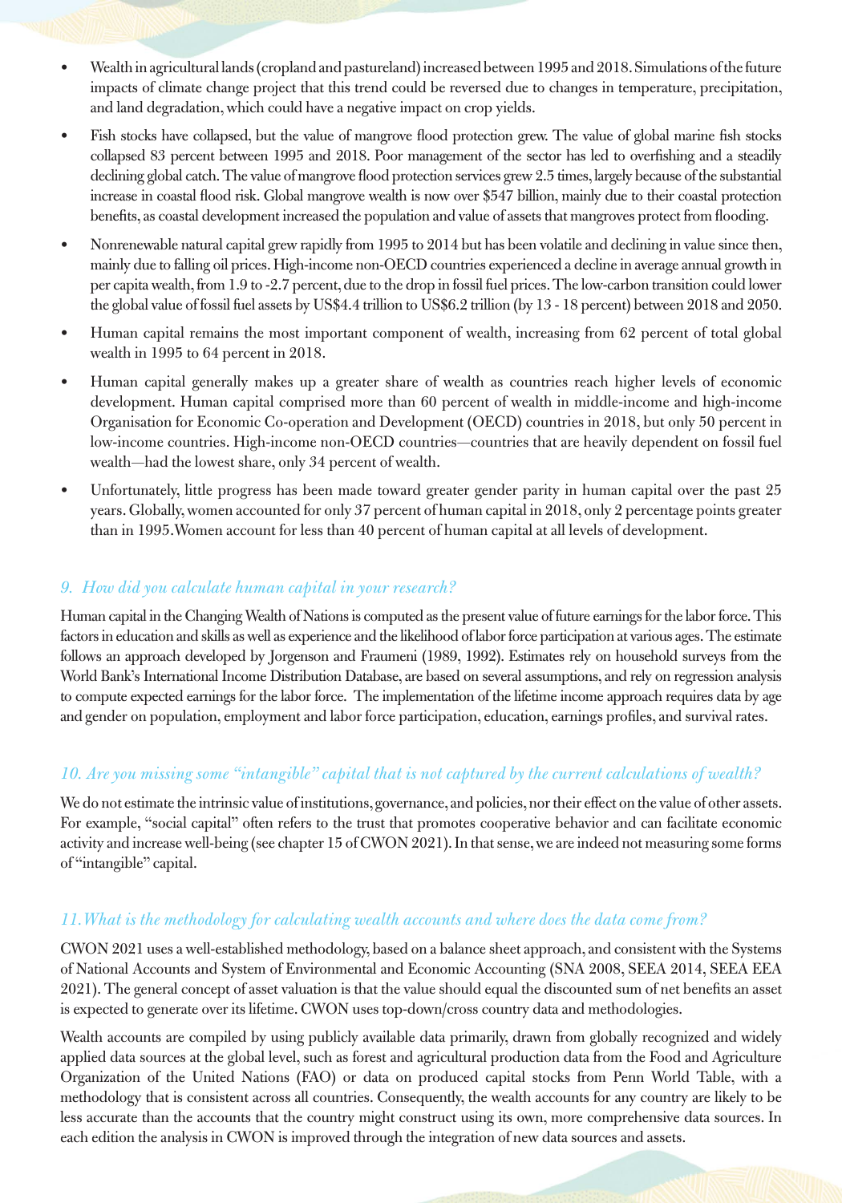- Wealth in agricultural lands (cropland and pastureland) increased between 1995 and 2018. Simulations of the future impacts of climate change project that this trend could be reversed due to changes in temperature, precipitation, and land degradation, which could have a negative impact on crop yields.
- Fish stocks have collapsed, but the value of mangrove flood protection grew. The value of global marine fish stocks collapsed 83 percent between 1995 and 2018. Poor management of the sector has led to overfishing and a steadily declining global catch. The value of mangrove flood protection services grew 2.5 times, largely because of the substantial increase in coastal flood risk. Global mangrove wealth is now over $547 billion, mainly due to their coastal protection benefits, as coastal development increased the population and value of assets that mangroves protect from flooding.
- Nonrenewable natural capital grew rapidly from 1995 to 2014 but has been volatile and declining in value since then, mainly due to falling oil prices. High-income non-OECD countries experienced a decline in average annual growth in per capita wealth, from 1.9 to -2.7 percent, due to the drop in fossil fuel prices. The low-carbon transition could lower the global value of fossil fuel assets by US$4.4 trillion to US$6.2 trillion (by 13 - 18 percent) between 2018 and 2050.
- Human capital remains the most important component of wealth, increasing from 62 percent of total global wealth in 1995 to 64 percent in 2018.
- Human capital generally makes up a greater share of wealth as countries reach higher levels of economic development. Human capital comprised more than 60 percent of wealth in middle-income and high-income Organisation for Economic Co-operation and Development (OECD) countries in 2018, but only 50 percent in low-income countries. High-income non-OECD countries—countries that are heavily dependent on fossil fuel wealth—had the lowest share, only 34 percent of wealth.
- Unfortunately, little progress has been made toward greater gender parity in human capital over the past 25 years. Globally, women accounted for only 37 percent of human capital in 2018, only 2 percentage points greater than in 1995.Women account for less than 40 percent of human capital at all levels of development.

### *9. How did you calculate human capital in your research?*

Human capital in the Changing Wealth of Nations is computed as the present value of future earnings for the labor force. This factors in education and skills as well as experience and the likelihood of labor force participation at various ages. The estimate follows an approach developed by Jorgenson and Fraumeni (1989, 1992). Estimates rely on household surveys from the World Bank's International Income Distribution Database, are based on several assumptions, and rely on regression analysis to compute expected earnings for the labor force. The implementation of the lifetime income approach requires data by age and gender on population, employment and labor force participation, education, earnings profiles, and survival rates.

### *10. Are you missing some "intangible" capital that is not captured by the current calculations of wealth?*

We do not estimate the intrinsic value of institutions, governance, and policies, nor their effect on the value of other assets. For example, "social capital" often refers to the trust that promotes cooperative behavior and can facilitate economic activity and increase well-being (see chapter 15 of CWON 2021). In that sense, we are indeed not measuring some forms of "intangible" capital.

### *11. What is the methodology for calculating wealth accounts and where does the data come from?*

CWON 2021 uses a well-established methodology, based on a balance sheet approach, and consistent with the Systems of National Accounts and System of Environmental and Economic Accounting (SNA 2008, SEEA 2014, SEEA EEA 2021). The general concept of asset valuation is that the value should equal the discounted sum of net benefits an asset is expected to generate over its lifetime. CWON uses top-down/cross country data and methodologies.

Wealth accounts are compiled by using publicly available data primarily, drawn from globally recognized and widely applied data sources at the global level, such as forest and agricultural production data from the Food and Agriculture Organization of the United Nations (FAO) or data on produced capital stocks from Penn World Table, with a methodology that is consistent across all countries. Consequently, the wealth accounts for any country are likely to be less accurate than the accounts that the country might construct using its own, more comprehensive data sources. In each edition the analysis in CWON is improved through the integration of new data sources and assets.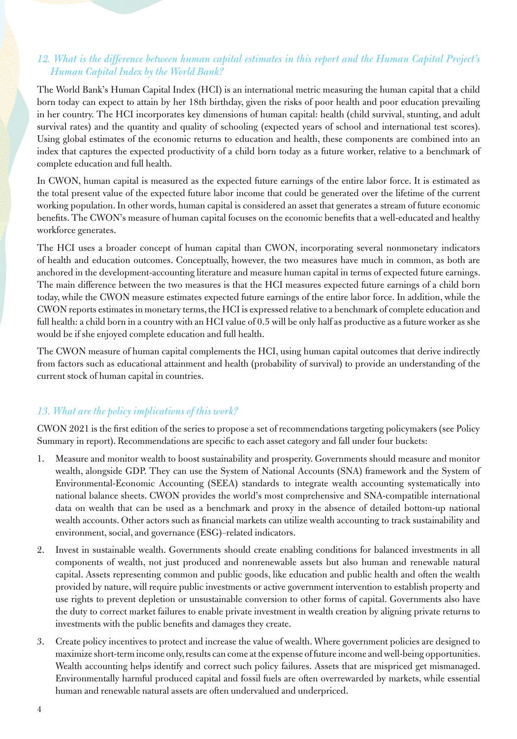### *12. What is the difference between human capital estimates in this report and the Human Capital Project's Human Capital Index by the World Bank?*

The World Bank's Human Capital Index (HCI) is an international metric measuring the human capital that a child born today can expect to attain by her 18th birthday, given the risks of poor health and poor education prevailing in her country. The HCI incorporates key dimensions of human capital: health (child survival, stunting, and adult survival rates) and the quantity and quality of schooling (expected years of school and international test scores). Using global estimates of the economic returns to education and health, these components are combined into an index that captures the expected productivity of a child born today as a future worker, relative to a benchmark of complete education and full health.

In CWON, human capital is measured as the expected future earnings of the entire labor force. It is estimated as the total present value of the expected future labor income that could be generated over the lifetime of the current working population. In other words, human capital is considered an asset that generates a stream of future economic benefits. The CWON's measure of human capital focuses on the economic benefits that a well-educated and healthy workforce generates.

The HCI uses a broader concept of human capital than CWON, incorporating several nonmonetary indicators of health and education outcomes. Conceptually, however, the two measures have much in common, as both are anchored in the development-accounting literature and measure human capital in terms of expected future earnings. The main difference between the two measures is that the HCI measures expected future earnings of a child born today, while the CWON measure estimates expected future earnings of the entire labor force. In addition, while the CWON reports estimates in monetary terms, the HCI is expressed relative to a benchmark of complete education and full health: a child born in a country with an HCI value of 0.5 will be only half as productive as a future worker as she would be if she enjoyed complete education and full health.

The CWON measure of human capital complements the HCI, using human capital outcomes that derive indirectly from factors such as educational attainment and health (probability of survival) to provide an understanding of the current stock of human capital in countries.

### *13. What are the policy implications of this work?*

CWON 2021 is the first edition of the series to propose a set of recommendations targeting policymakers (see Policy Summary in report). Recommendations are specific to each asset category and fall under four buckets:

1. Measure and monitor wealth to boost sustainability and prosperity. Governments should measure and monitor wealth, alongside GDP. They can use the System of National Accounts (SNA) framework and the System of Environmental-Economic Accounting (SEEA) standards to integrate wealth accounting systematically into national balance sheets. CWON provides the world's most comprehensive and SNA-compatible international data on wealth that can be used as a benchmark and proxy in the absence of detailed bottom-up national wealth accounts. Other actors such as financial markets can utilize wealth accounting to track sustainability and environment, social, and governance (ESG)–related indicators.
2. Invest in sustainable wealth. Governments should create enabling conditions for balanced investments in all components of wealth, not just produced and nonrenewable assets but also human and renewable natural capital. Assets representing common and public goods, like education and public health and often the wealth provided by nature, will require public investments or active government intervention to establish property and use rights to prevent depletion or unsustainable conversion to other forms of capital. Governments also have the duty to correct market failures to enable private investment in wealth creation by aligning private returns to investments with the public benefits and damages they create.
3. Create policy incentives to protect and increase the value of wealth. Where government policies are designed to maximize short-term income only, results can come at the expense of future income and well-being opportunities. Wealth accounting helps identify and correct such policy failures. Assets that are mispriced get mismanaged. Environmentally harmful produced capital and fossil fuels are often overrewarded by markets, while essential human and renewable natural assets are often undervalued and underpriced.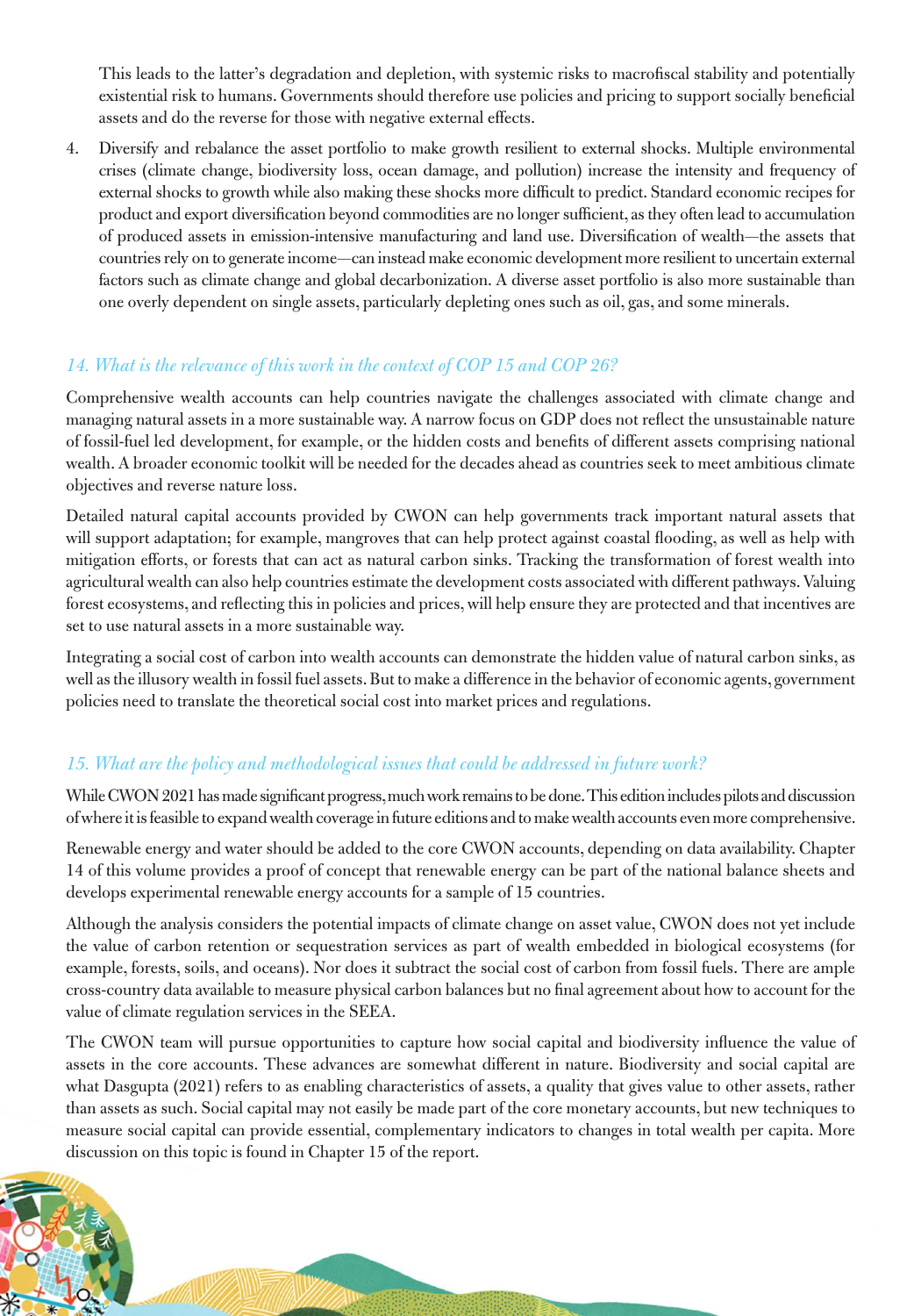This leads to the latter's degradation and depletion, with systemic risks to macrofiscal stability and potentially existential risk to humans. Governments should therefore use policies and pricing to support socially beneficial assets and do the reverse for those with negative external effects.

4. Diversify and rebalance the asset portfolio to make growth resilient to external shocks. Multiple environmental crises (climate change, biodiversity loss, ocean damage, and pollution) increase the intensity and frequency of external shocks to growth while also making these shocks more difficult to predict. Standard economic recipes for product and export diversification beyond commodities are no longer sufficient, as they often lead to accumulation of produced assets in emission-intensive manufacturing and land use. Diversification of wealth—the assets that countries rely on to generate income—can instead make economic development more resilient to uncertain external factors such as climate change and global decarbonization. A diverse asset portfolio is also more sustainable than one overly dependent on single assets, particularly depleting ones such as oil, gas, and some minerals.

### *14. What is the relevance of this work in the context of COP 15 and COP 26?*

Comprehensive wealth accounts can help countries navigate the challenges associated with climate change and managing natural assets in a more sustainable way. A narrow focus on GDP does not reflect the unsustainable nature of fossil-fuel led development, for example, or the hidden costs and benefits of different assets comprising national wealth. A broader economic toolkit will be needed for the decades ahead as countries seek to meet ambitious climate objectives and reverse nature loss.

Detailed natural capital accounts provided by CWON can help governments track important natural assets that will support adaptation; for example, mangroves that can help protect against coastal flooding, as well as help with mitigation efforts, or forests that can act as natural carbon sinks. Tracking the transformation of forest wealth into agricultural wealth can also help countries estimate the development costs associated with different pathways. Valuing forest ecosystems, and reflecting this in policies and prices, will help ensure they are protected and that incentives are set to use natural assets in a more sustainable way.

Integrating a social cost of carbon into wealth accounts can demonstrate the hidden value of natural carbon sinks, as well as the illusory wealth in fossil fuel assets. But to make a difference in the behavior of economic agents, government policies need to translate the theoretical social cost into market prices and regulations.

### *15. What are the policy and methodological issues that could be addressed in future work?*

While CWON 2021 has made significant progress, much work remains to be done. This edition includes pilots and discussion of where it is feasible to expand wealth coverage in future editions and to make wealth accounts even more comprehensive.

Renewable energy and water should be added to the core CWON accounts, depending on data availability. Chapter 14 of this volume provides a proof of concept that renewable energy can be part of the national balance sheets and develops experimental renewable energy accounts for a sample of 15 countries.

Although the analysis considers the potential impacts of climate change on asset value, CWON does not yet include the value of carbon retention or sequestration services as part of wealth embedded in biological ecosystems (for example, forests, soils, and oceans). Nor does it subtract the social cost of carbon from fossil fuels. There are ample cross-country data available to measure physical carbon balances but no final agreement about how to account for the value of climate regulation services in the SEEA.

The CWON team will pursue opportunities to capture how social capital and biodiversity influence the value of assets in the core accounts. These advances are somewhat different in nature. Biodiversity and social capital are what Dasgupta (2021) refers to as enabling characteristics of assets, a quality that gives value to other assets, rather than assets as such. Social capital may not easily be made part of the core monetary accounts, but new techniques to measure social capital can provide essential, complementary indicators to changes in total wealth per capita. More discussion on this topic is found in Chapter 15 of the report.